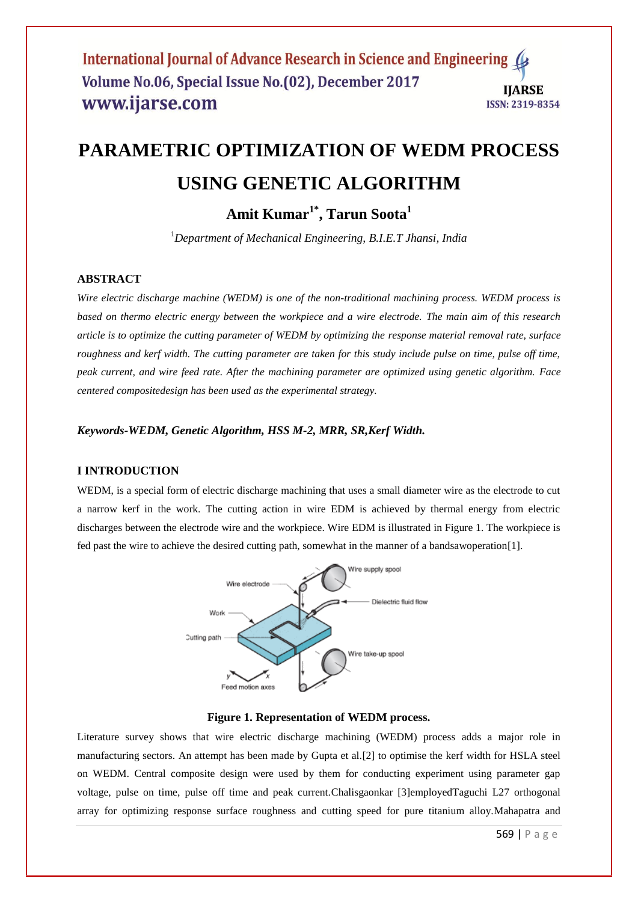# PARAMETRIC OPTIMIZATION OF WEDM PROCESS USING GENETIC ALGORITHM

**Amit Kumar[1*], Tarun Soota[1]**

[1]*Department of Mechanical Engineering, B.I.E.T Jhansi, India*

### ABSTRACT

*Wire electric discharge machine (WEDM) is one of the non-traditional machining process. WEDM process is based on thermo electric energy between the workpiece and a wire electrode. The main aim of this research article is to optimize the cutting parameter of WEDM by optimizing the response material removal rate, surface roughness and kerf width. The cutting parameter are taken for this study include pulse on time, pulse off time, peak current, and wire feed rate. After the machining parameter are optimized using genetic algorithm. Face centered compositedesign has been used as the experimental strategy.*

***Keywords-WEDM, Genetic Algorithm, HSS M-2, MRR, SR,Kerf Width.***

### I INTRODUCTION

WEDM, is a special form of electric discharge machining that uses a small diameter wire as the electrode to cut a narrow kerf in the work. The cutting action in wire EDM is achieved by thermal energy from electric discharges between the electrode wire and the workpiece. Wire EDM is illustrated in Figure 1. The workpiece is fed past the wire to achieve the desired cutting path, somewhat in the manner of a bandsawoperation[1].

**Figure 1. Representation of WEDM process.**

Literature survey shows that wire electric discharge machining (WEDM) process adds a major role in manufacturing sectors. An attempt has been made by Gupta et al.[2] to optimise the kerf width for HSLA steel on WEDM. Central composite design were used by them for conducting experiment using parameter gap voltage, pulse on time, pulse off time and peak current.Chalisgaonkar [3]employedTaguchi L27 orthogonal array for optimizing response surface roughness and cutting speed for pure titanium alloy.Mahapatra and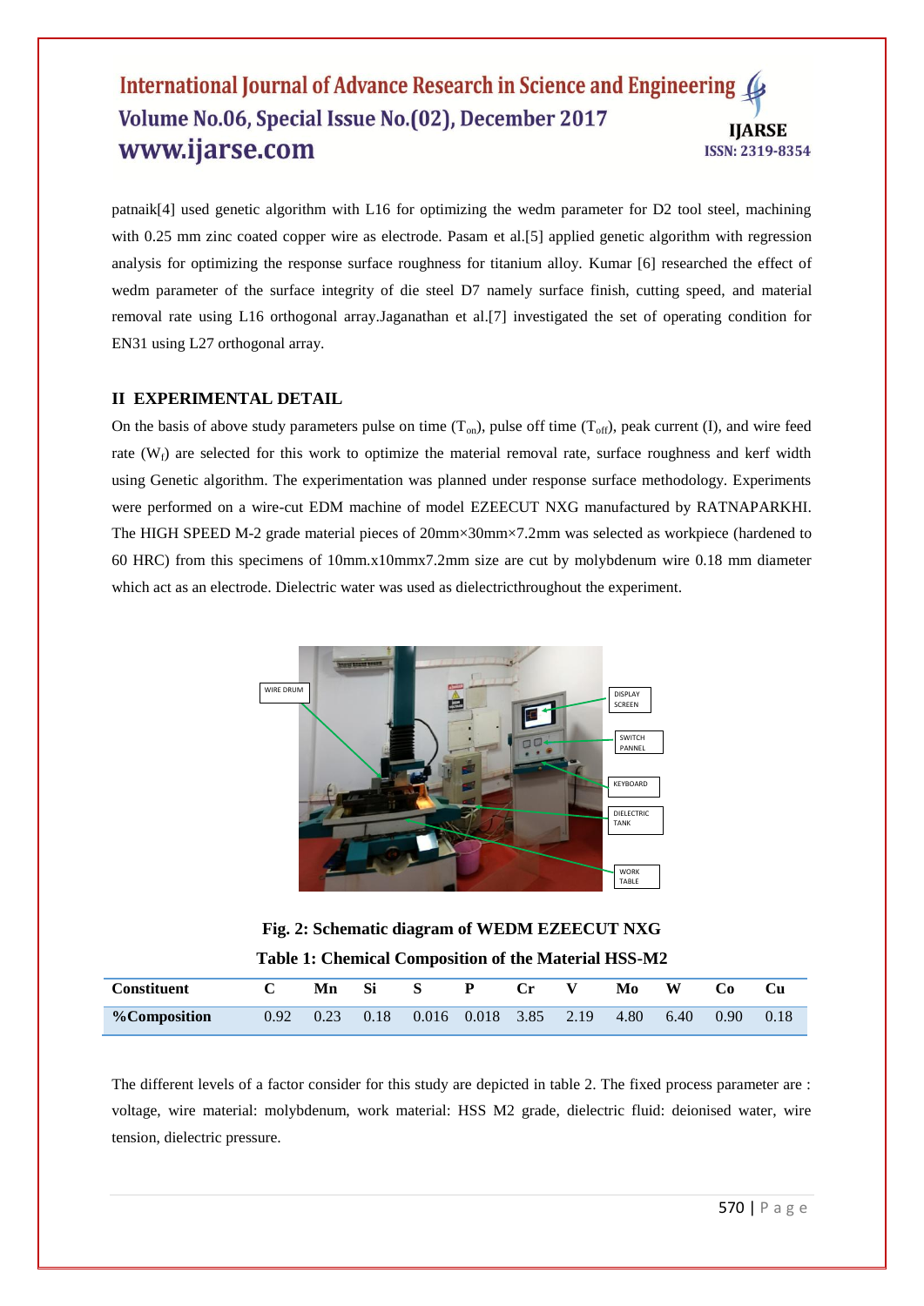patnaik[4] used genetic algorithm with L16 for optimizing the wedm parameter for D2 tool steel, machining with 0.25 mm zinc coated copper wire as electrode. Pasam et al.[5] applied genetic algorithm with regression analysis for optimizing the response surface roughness for titanium alloy. Kumar [6] researched the effect of wedm parameter of the surface integrity of die steel D7 namely surface finish, cutting speed, and material removal rate using L16 orthogonal array.Jaganathan et al.[7] investigated the set of operating condition for EN31 using L27 orthogonal array.

## II EXPERIMENTAL DETAIL

On the basis of above study parameters pulse on time ($T_{on}$), pulse off time ($T_{off}$), peak current (I), and wire feed rate ($W_f$) are selected for this work to optimize the material removal rate, surface roughness and kerf width using Genetic algorithm. The experimentation was planned under response surface methodology. Experiments were performed on a wire-cut EDM machine of model EZEECUT NXG manufactured by RATNAPARKHI. The HIGH SPEED M-2 grade material pieces of 20mm×30mm×7.2mm was selected as workpiece (hardened to 60 HRC) from this specimens of 10mm.x10mmx7.2mm size are cut by molybdenum wire 0.18 mm diameter which act as an electrode. Dielectric water was used as dielectricthroughout the experiment.

**Fig. 2: Schematic diagram of WEDM EZEECUT NXG**

**Table 1: Chemical Composition of the Material HSS-M2**

| Constituent | C | Mn | Si | S | P | Cr | V | Mo | W | Co | Cu |
|---|---|---|---|---|---|---|---|---|---|---|---|
| %Composition | 0.92 | 0.23 | 0.18 | 0.016 | 0.018 | 3.85 | 2.19 | 4.80 | 6.40 | 0.90 | 0.18 |

The different levels of a factor consider for this study are depicted in table 2. The fixed process parameter are : voltage, wire material: molybdenum, work material: HSS M2 grade, dielectric fluid: deionised water, wire tension, dielectric pressure.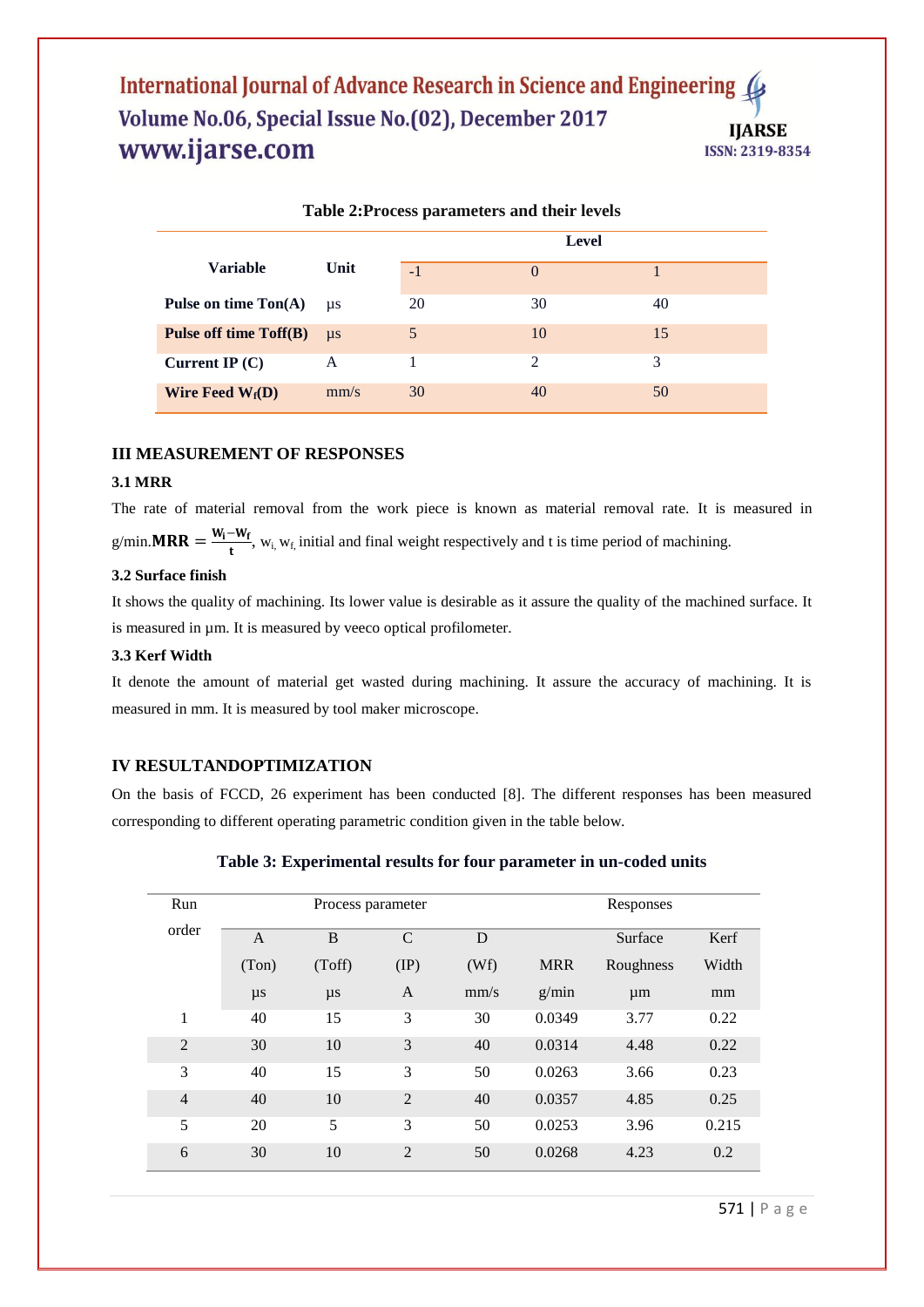**Table 2:Process parameters and their levels**

| Variable | Unit | Level | | |
|---|---|---|---|---|
| | | -1 | 0 | 1 |
| **Pulse on time Ton(A)** | µs | 20 | 30 | 40 |
| **Pulse off time Toff(B)** | µs | 5 | 10 | 15 |
| **Current IP (C)** | A | 1 | 2 | 3 |
| **Wire Feed $W_f$(D)** | mm/s | 30 | 40 | 50 |

## III MEASUREMENT OF RESPONSES

### 3.1 MRR

The rate of material removal from the work piece is known as material removal rate. It is measured in g/min.$\mathbf{MRR} = \frac{\mathbf{W_i - W_f}}{\mathbf{t}}$, $w_i$, $w_f$ initial and final weight respectively and t is time period of machining.

### 3.2 Surface finish

It shows the quality of machining. Its lower value is desirable as it assure the quality of the machined surface. It is measured in µm. It is measured by veeco optical profilometer.

### 3.3 Kerf Width

It denote the amount of material get wasted during machining. It assure the accuracy of machining. It is measured in mm. It is measured by tool maker microscope.

## IV RESULTANDOPTIMIZATION

On the basis of FCCD, 26 experiment has been conducted [8]. The different responses has been measured corresponding to different operating parametric condition given in the table below.

**Table 3: Experimental results for four parameter in un-coded units**

| Run order | Process parameter | | | | Responses | | |
|---|---|---|---|---|---|---|---|
| | A (Ton) µs | B (Toff) µs | C (IP) A | D (Wf) mm/s | MRR g/min | Surface Roughness µm | Kerf Width mm |
| 1 | 40 | 15 | 3 | 30 | 0.0349 | 3.77 | 0.22 |
| 2 | 30 | 10 | 3 | 40 | 0.0314 | 4.48 | 0.22 |
| 3 | 40 | 15 | 3 | 50 | 0.0263 | 3.66 | 0.23 |
| 4 | 40 | 10 | 2 | 40 | 0.0357 | 4.85 | 0.25 |
| 5 | 20 | 5 | 3 | 50 | 0.0253 | 3.96 | 0.215 |
| 6 | 30 | 10 | 2 | 50 | 0.0268 | 4.23 | 0.2 |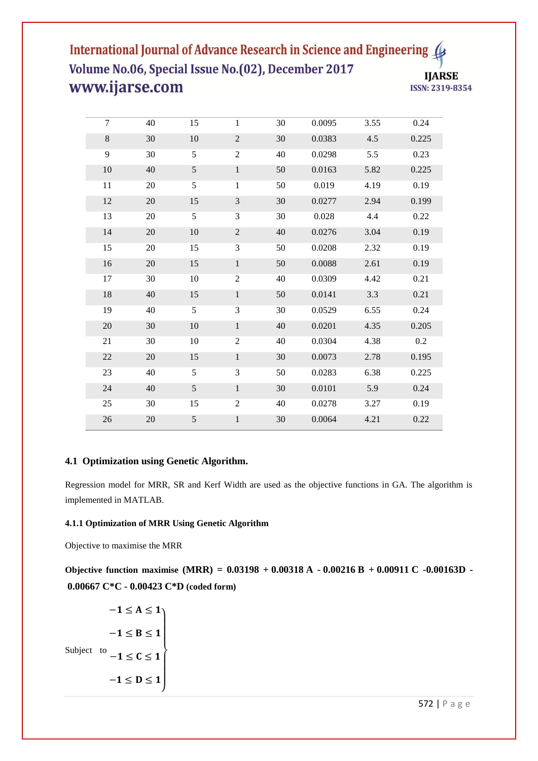| | | | | | | | |
|---|---|---|---|---|---|---|---|
| 7 | 40 | 15 | 1 | 30 | 0.0095 | 3.55 | 0.24 |
| 8 | 30 | 10 | 2 | 30 | 0.0383 | 4.5 | 0.225 |
| 9 | 30 | 5 | 2 | 40 | 0.0298 | 5.5 | 0.23 |
| 10 | 40 | 5 | 1 | 50 | 0.0163 | 5.82 | 0.225 |
| 11 | 20 | 5 | 1 | 50 | 0.019 | 4.19 | 0.19 |
| 12 | 20 | 15 | 3 | 30 | 0.0277 | 2.94 | 0.199 |
| 13 | 20 | 5 | 3 | 30 | 0.028 | 4.4 | 0.22 |
| 14 | 20 | 10 | 2 | 40 | 0.0276 | 3.04 | 0.19 |
| 15 | 20 | 15 | 3 | 50 | 0.0208 | 2.32 | 0.19 |
| 16 | 20 | 15 | 1 | 50 | 0.0088 | 2.61 | 0.19 |
| 17 | 30 | 10 | 2 | 40 | 0.0309 | 4.42 | 0.21 |
| 18 | 40 | 15 | 1 | 50 | 0.0141 | 3.3 | 0.21 |
| 19 | 40 | 5 | 3 | 30 | 0.0529 | 6.55 | 0.24 |
| 20 | 30 | 10 | 1 | 40 | 0.0201 | 4.35 | 0.205 |
| 21 | 30 | 10 | 2 | 40 | 0.0304 | 4.38 | 0.2 |
| 22 | 20 | 15 | 1 | 30 | 0.0073 | 2.78 | 0.195 |
| 23 | 40 | 5 | 3 | 50 | 0.0283 | 6.38 | 0.225 |
| 24 | 40 | 5 | 1 | 30 | 0.0101 | 5.9 | 0.24 |
| 25 | 30 | 15 | 2 | 40 | 0.0278 | 3.27 | 0.19 |
| 26 | 20 | 5 | 1 | 30 | 0.0064 | 4.21 | 0.22 |

### 4.1 Optimization using Genetic Algorithm.

Regression model for MRR, SR and Kerf Width are used as the objective functions in GA. The algorithm is implemented in MATLAB.

#### 4.1.1 Optimization of MRR Using Genetic Algorithm

Objective to maximise the MRR

**Objective function maximise (MRR) = 0.03198 + 0.00318 A - 0.00216 B + 0.00911 C -0.00163D - 0.00667 C*C - 0.00423 C*D (coded form)**

Subject to
$$\left.\begin{aligned} -1 \le A \le 1 \\ -1 \le B \le 1 \\ -1 \le C \le 1 \\ -1 \le D \le 1 \end{aligned}\right\}$$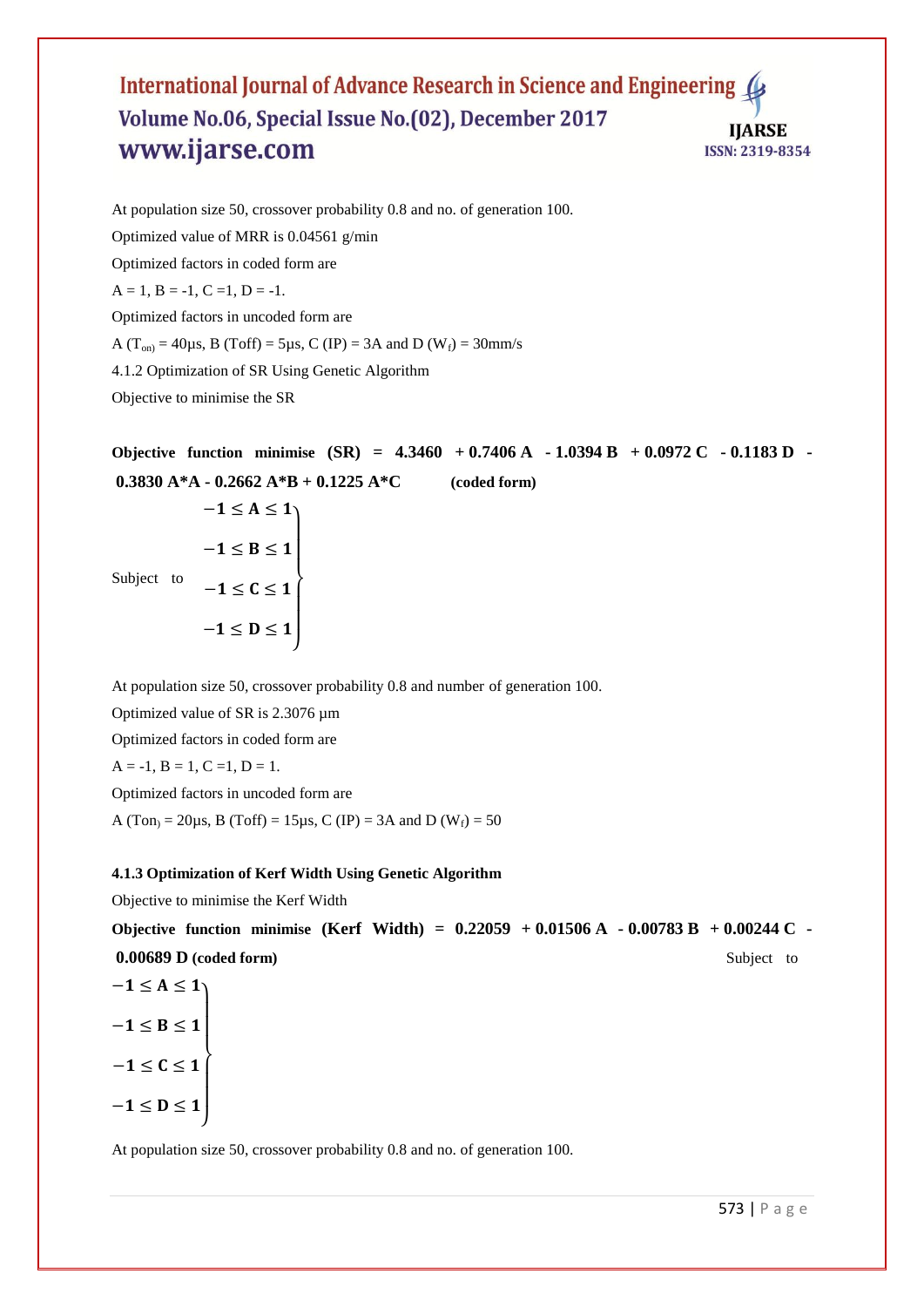At population size 50, crossover probability 0.8 and no. of generation 100.

Optimized value of MRR is 0.04561 g/min

Optimized factors in coded form are

A = 1, B = -1, C =1, D = -1.

Optimized factors in uncoded form are

A ($T_{on}$) = 40µs, B (Toff) = 5µs, C (IP) = 3A and D ($W_f$) = 30mm/s

4.1.2 Optimization of SR Using Genetic Algorithm

Objective to minimise the SR

**Objective function minimise (SR) = 4.3460 + 0.7406 A - 1.0394 B + 0.0972 C - 0.1183 D - 0.3830 A*A - 0.2662 A*B + 0.1225 A*C** **(coded form)**

Subject to

$$\left.\begin{aligned} -1 \le A \le 1 \\ -1 \le B \le 1 \\ -1 \le C \le 1 \\ -1 \le D \le 1 \end{aligned}\right\}$$

At population size 50, crossover probability 0.8 and number of generation 100.

Optimized value of SR is 2.3076 µm

Optimized factors in coded form are

A = -1, B = 1, C =1, D = 1.

Optimized factors in uncoded form are

A ($T_{on}$) = 20µs, B (Toff) = 15µs, C (IP) = 3A and D ($W_f$) = 50

**4.1.3 Optimization of Kerf Width Using Genetic Algorithm**

Objective to minimise the Kerf Width

**Objective function minimise (Kerf Width) = 0.22059 + 0.01506 A - 0.00783 B + 0.00244 C - 0.00689 D (coded form)** Subject to

$$\left.\begin{aligned} -1 \le A \le 1 \\ -1 \le B \le 1 \\ -1 \le C \le 1 \\ -1 \le D \le 1 \end{aligned}\right\}$$

At population size 50, crossover probability 0.8 and no. of generation 100.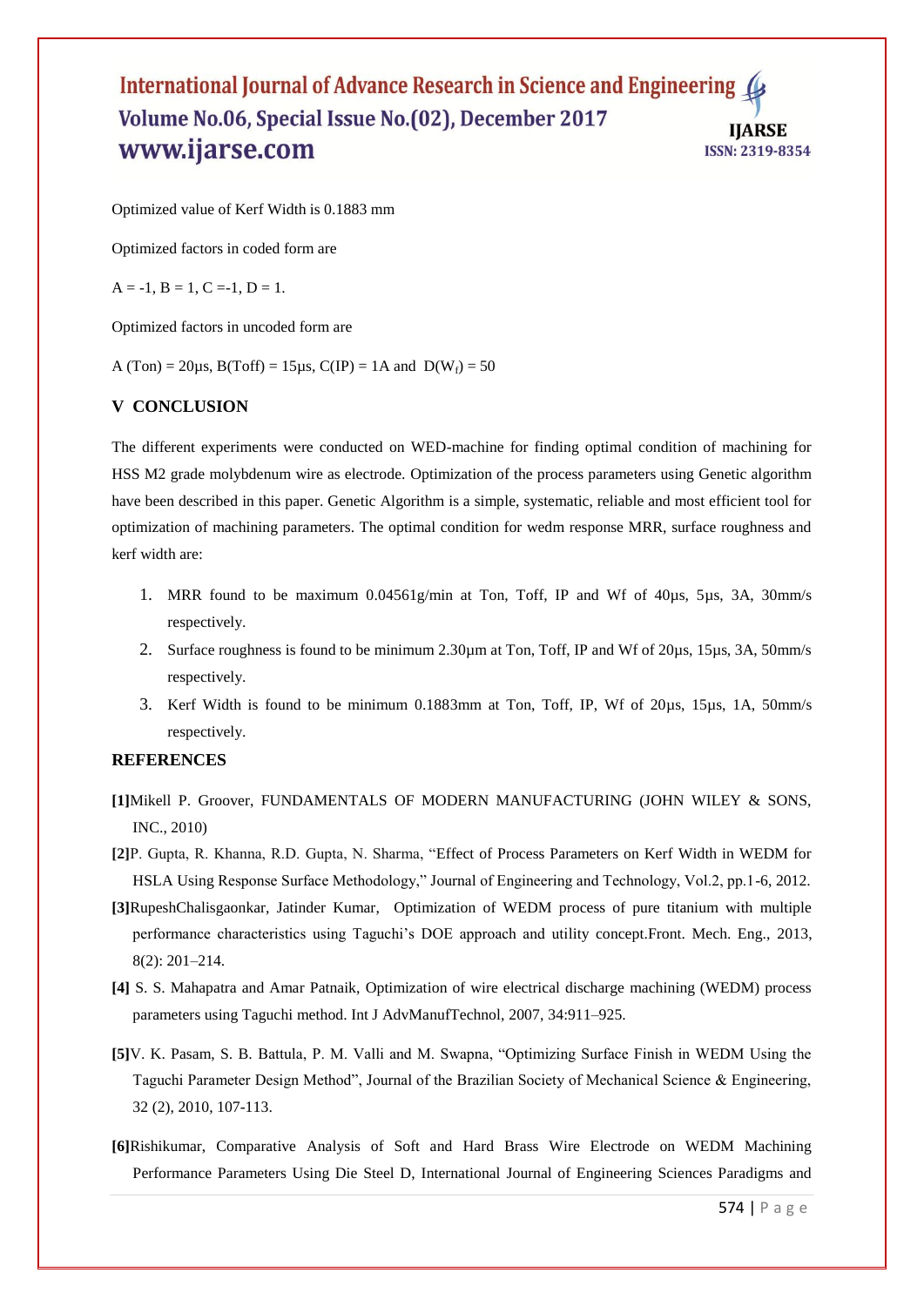Optimized value of Kerf Width is 0.1883 mm

Optimized factors in coded form are

A = -1, B = 1, C =-1, D = 1.

Optimized factors in uncoded form are

A (Ton) = 20µs, B(Toff) = 15µs, C(IP) = 1A and $D(W_f) = 50$

## V CONCLUSION

The different experiments were conducted on WED-machine for finding optimal condition of machining for HSS M2 grade molybdenum wire as electrode. Optimization of the process parameters using Genetic algorithm have been described in this paper. Genetic Algorithm is a simple, systematic, reliable and most efficient tool for optimization of machining parameters. The optimal condition for wedm response MRR, surface roughness and kerf width are:

1. MRR found to be maximum 0.04561g/min at Ton, Toff, IP and Wf of 40µs, 5µs, 3A, 30mm/s respectively.
2. Surface roughness is found to be minimum 2.30µm at Ton, Toff, IP and Wf of 20µs, 15µs, 3A, 50mm/s respectively.
3. Kerf Width is found to be minimum 0.1883mm at Ton, Toff, IP, Wf of 20µs, 15µs, 1A, 50mm/s respectively.

## REFERENCES

**[1]**Mikell P. Groover, FUNDAMENTALS OF MODERN MANUFACTURING (JOHN WILEY & SONS, INC., 2010)

**[2]**P. Gupta, R. Khanna, R.D. Gupta, N. Sharma, "Effect of Process Parameters on Kerf Width in WEDM for HSLA Using Response Surface Methodology," Journal of Engineering and Technology, Vol.2, pp.1-6, 2012.

**[3]**RupeshChalisgaonkar, Jatinder Kumar, Optimization of WEDM process of pure titanium with multiple performance characteristics using Taguchi's DOE approach and utility concept.Front. Mech. Eng., 2013, 8(2): 201–214.

**[4]** S. S. Mahapatra and Amar Patnaik, Optimization of wire electrical discharge machining (WEDM) process parameters using Taguchi method. Int J AdvManufTechnol, 2007, 34:911–925.

**[5]**V. K. Pasam, S. B. Battula, P. M. Valli and M. Swapna, "Optimizing Surface Finish in WEDM Using the Taguchi Parameter Design Method", Journal of the Brazilian Society of Mechanical Science & Engineering, 32 (2), 2010, 107-113.

**[6]**Rishikumar, Comparative Analysis of Soft and Hard Brass Wire Electrode on WEDM Machining Performance Parameters Using Die Steel D, International Journal of Engineering Sciences Paradigms and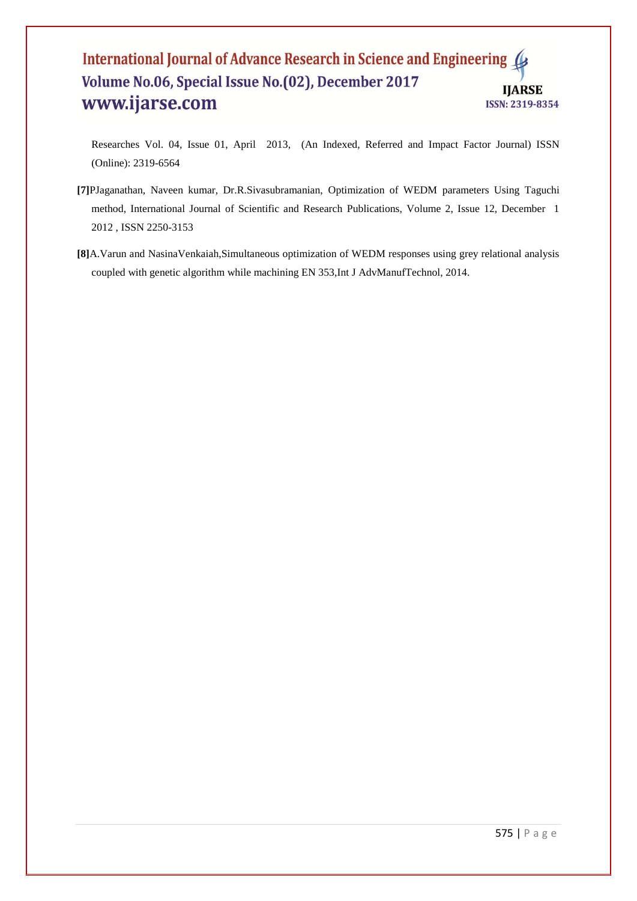Researches Vol. 04, Issue 01, April 2013, (An Indexed, Referred and Impact Factor Journal) ISSN (Online): 2319-6564

**[7]**PJaganathan, Naveen kumar, Dr.R.Sivasubramanian, Optimization of WEDM parameters Using Taguchi method, International Journal of Scientific and Research Publications, Volume 2, Issue 12, December 1 2012 , ISSN 2250-3153

**[8]**A.Varun and NasinaVenkaiah,Simultaneous optimization of WEDM responses using grey relational analysis coupled with genetic algorithm while machining EN 353,Int J AdvManufTechnol, 2014.